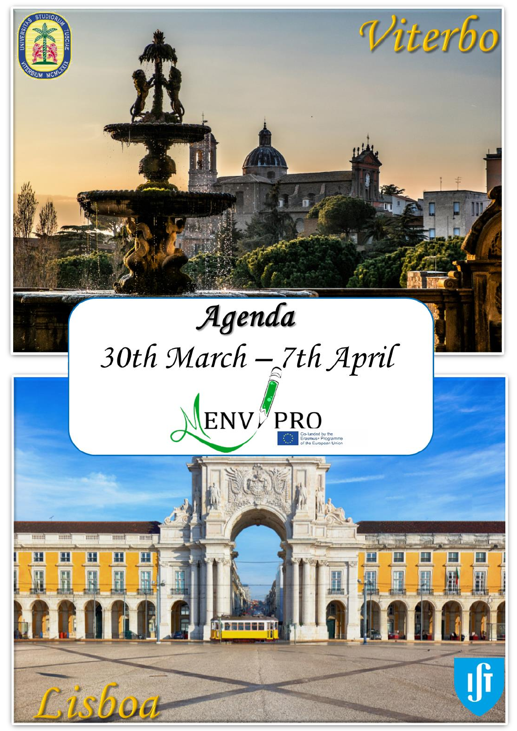Viterbo

# Agenda

30th March – 7th April

ENVIPRO

Co-funded by the Erasmus+ Programme of the European Union

Lisboa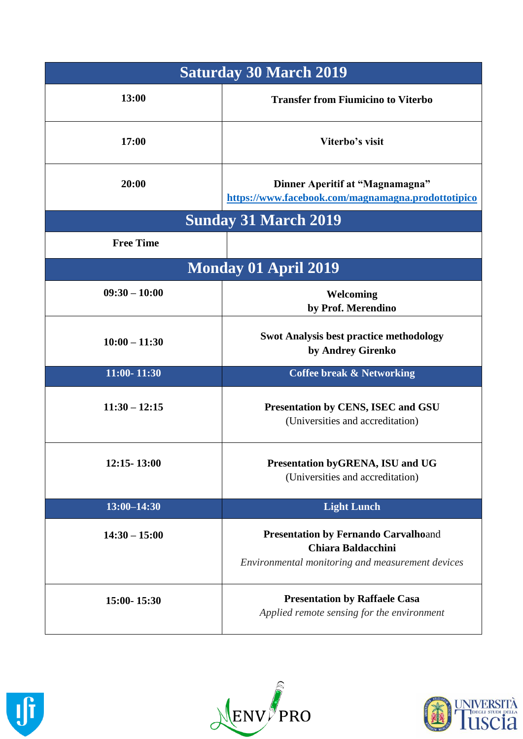| Saturday 30 March 2019 | |
|---|---|
| **13:00** | **Transfer from Fiumicino to Viterbo** |
| **17:00** | **Viterbo's visit** |
| **20:00** | **Dinner Aperitif at "Magnamagna"** https://www.facebook.com/magnamagna.prodottotipico |
| **Sunday 31 March 2019** | |
| **Free Time** | |
| **Monday 01 April 2019** | |
| **09:30 – 10:00** | **Welcoming** **by Prof. Merendino** |
| **10:00 – 11:30** | **Swot Analysis best practice methodology** **by Andrey Girenko** |
| **11:00- 11:30** | **Coffee break & Networking** |
| **11:30 – 12:15** | **Presentation by CENS, ISEC and GSU** (Universities and accreditation) |
| **12:15- 13:00** | **Presentation byGRENA, ISU and UG** (Universities and accreditation) |
| **13:00–14:30** | **Light Lunch** |
| **14:30 – 15:00** | **Presentation by Fernando Carvalho**and **Chiara Baldacchini** *Environmental monitoring and measurement devices* |
| **15:00- 15:30** | **Presentation by Raffaele Casa** *Applied remote sensing for the environment* |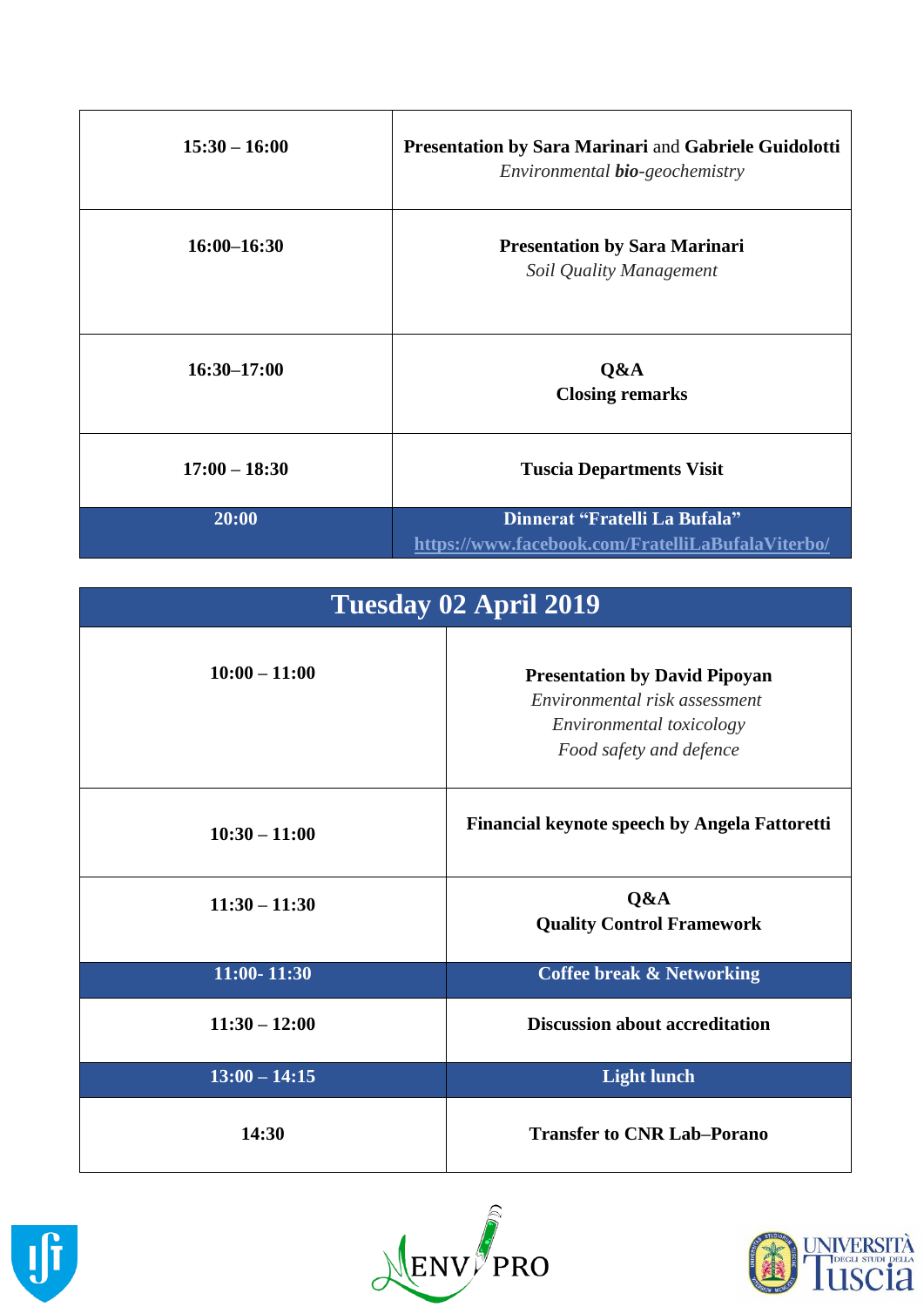| | |
|---|---|
| **15:30 – 16:00** | **Presentation by Sara Marinari** and **Gabriele Guidolotti**<br>*Environmental* ***bio****-geochemistry* |
| **16:00–16:30** | **Presentation by Sara Marinari**<br>*Soil Quality Management* |
| **16:30–17:00** | **Q&A**<br>**Closing remarks** |
| **17:00 – 18:30** | **Tuscia Departments Visit** |
| **20:00** | **Dinnerat "Fratelli La Bufala"**<br>**https://www.facebook.com/FratelliLaBufalaViterbo/** |

| **Tuesday 02 April 2019** | |
|---|---|
| **10:00 – 11:00** | **Presentation by David Pipoyan**<br>*Environmental risk assessment*<br>*Environmental toxicology*<br>*Food safety and defence* |
| **10:30 – 11:00** | **Financial keynote speech by Angela Fattoretti** |
| **11:30 – 11:30** | **Q&A**<br>**Quality Control Framework** |
| **11:00- 11:30** | **Coffee break & Networking** |
| **11:30 – 12:00** | **Discussion about accreditation** |
| **13:00 – 14:15** | **Light lunch** |
| **14:30** | **Transfer to CNR Lab–Porano** |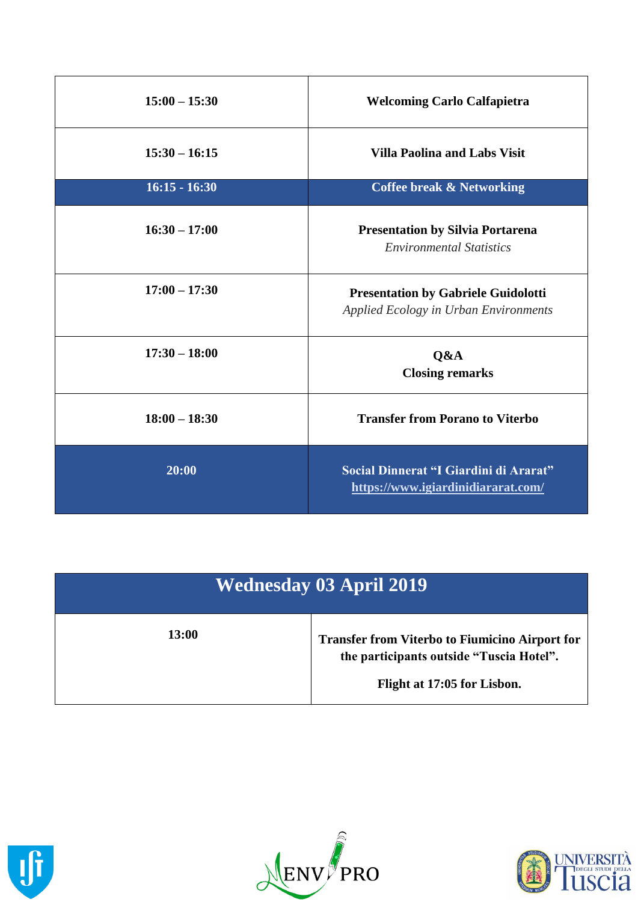| | |
|---|---|
| **15:00 – 15:30** | **Welcoming Carlo Calfapietra** |
| **15:30 – 16:15** | **Villa Paolina and Labs Visit** |
| **16:15 - 16:30** | **Coffee break & Networking** |
| **16:30 – 17:00** | **Presentation by Silvia Portarena**<br>*Environmental Statistics* |
| **17:00 – 17:30** | **Presentation by Gabriele Guidolotti**<br>*Applied Ecology in Urban Environments* |
| **17:30 – 18:00** | **Q&A**<br>**Closing remarks** |
| **18:00 – 18:30** | **Transfer from Porano to Viterbo** |
| **20:00** | **Social Dinnerat "I Giardini di Ararat"**<br>**https://www.igiardinidiararat.com/** |

| **Wednesday 03 April 2019** | |
|---|---|
| **13:00** | **Transfer from Viterbo to Fiumicino Airport for the participants outside "Tuscia Hotel".**<br><br>**Flight at 17:05 for Lisbon.** |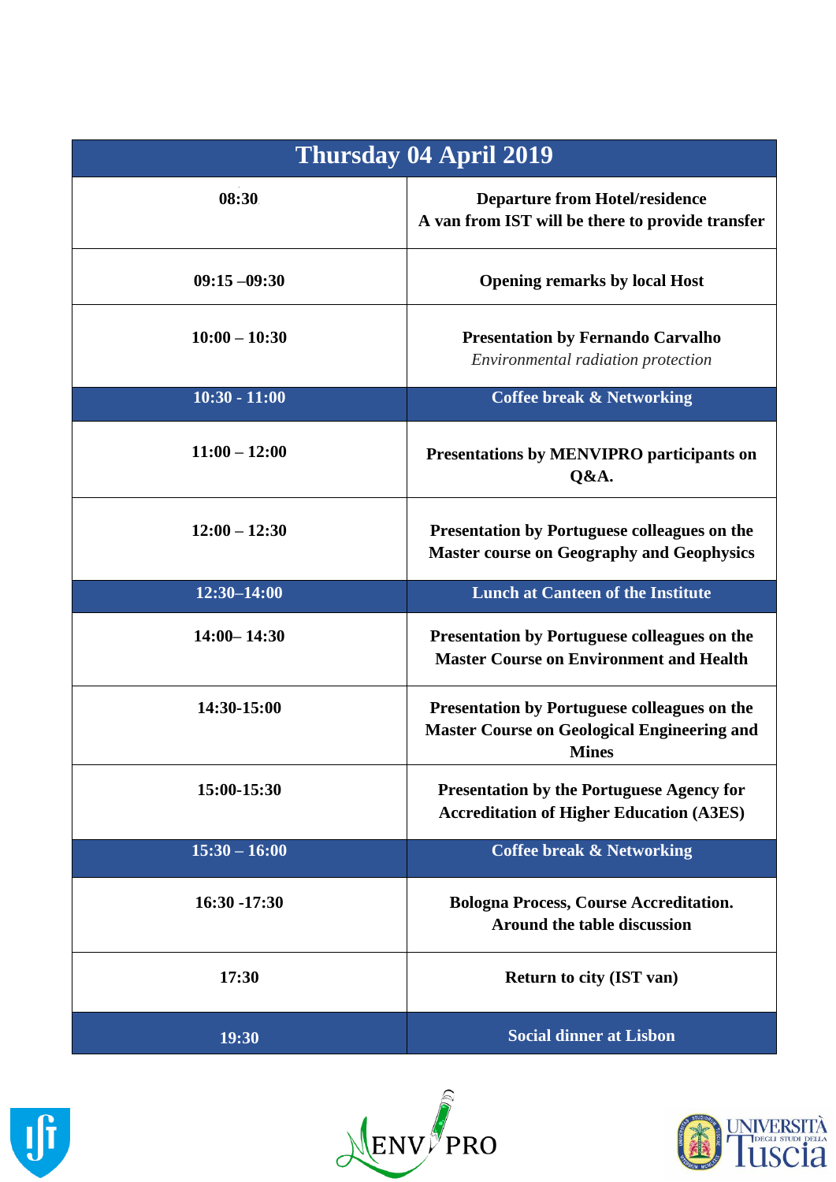| Thursday 04 April 2019 | |
|---|---|
| **08:30** | **Departure from Hotel/residence**<br>**A van from IST will be there to provide transfer** |
| **09:15 –09:30** | **Opening remarks by local Host** |
| **10:00 – 10:30** | **Presentation by Fernando Carvalho**<br>*Environmental radiation protection* |
| **10:30 - 11:00** | **Coffee break & Networking** |
| **11:00 – 12:00** | **Presentations by MENVIPRO participants on Q&A.** |
| **12:00 – 12:30** | **Presentation by Portuguese colleagues on the Master course on Geography and Geophysics** |
| **12:30–14:00** | **Lunch at Canteen of the Institute** |
| **14:00– 14:30** | **Presentation by Portuguese colleagues on the Master Course on Environment and Health** |
| **14:30-15:00** | **Presentation by Portuguese colleagues on the Master Course on Geological Engineering and Mines** |
| **15:00-15:30** | **Presentation by the Portuguese Agency for Accreditation of Higher Education (A3ES)** |
| **15:30 – 16:00** | **Coffee break & Networking** |
| **16:30 -17:30** | **Bologna Process, Course Accreditation.**<br>**Around the table discussion** |
| **17:30** | **Return to city (IST van)** |
| **19:30** | **Social dinner at Lisbon** |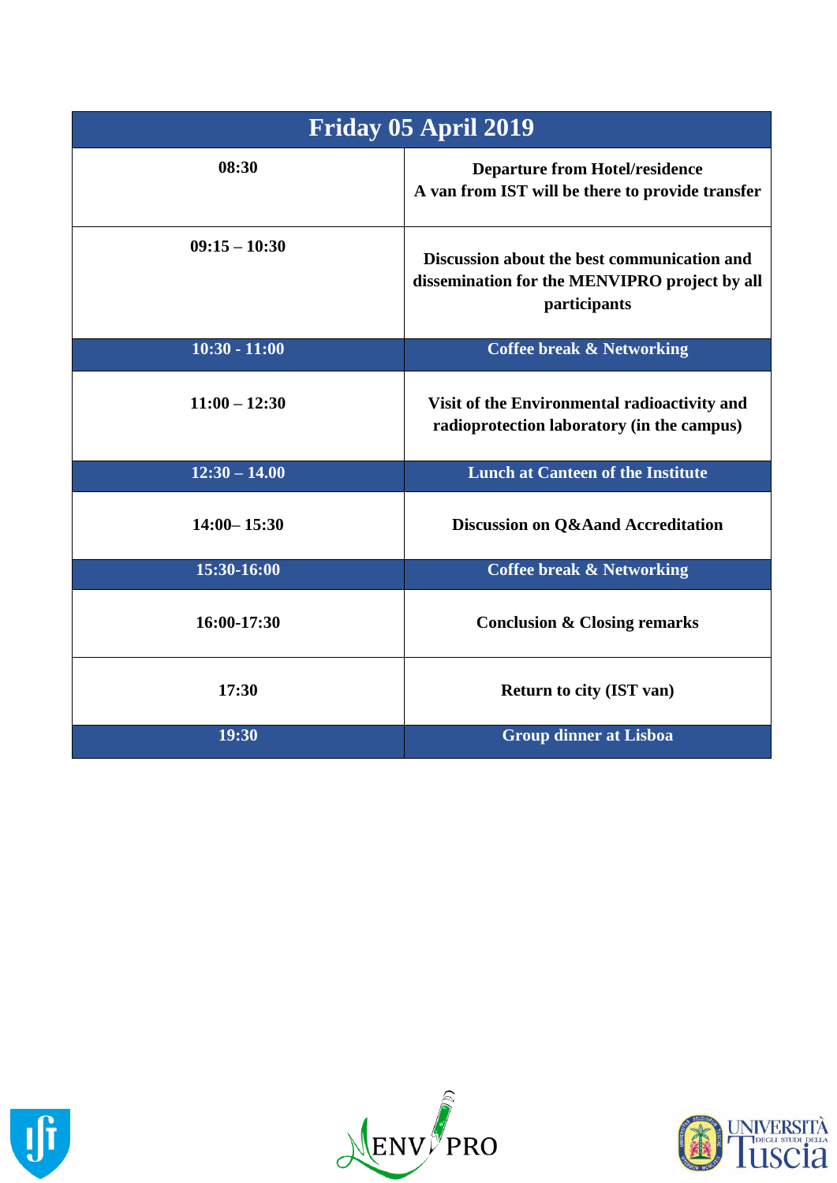| Friday 05 April 2019 | |
|---|---|
| **08:30** | **Departure from Hotel/residence**<br>**A van from IST will be there to provide transfer** |
| **09:15 – 10:30** | **Discussion about the best communication and dissemination for the MENVIPRO project by all participants** |
| **10:30 - 11:00** | **Coffee break & Networking** |
| **11:00 – 12:30** | **Visit of the Environmental radioactivity and radioprotection laboratory (in the campus)** |
| **12:30 – 14.00** | **Lunch at Canteen of the Institute** |
| **14:00– 15:30** | **Discussion on Q&Aand Accreditation** |
| **15:30-16:00** | **Coffee break & Networking** |
| **16:00-17:30** | **Conclusion & Closing remarks** |
| **17:30** | **Return to city (IST van)** |
| **19:30** | **Group dinner at Lisboa** |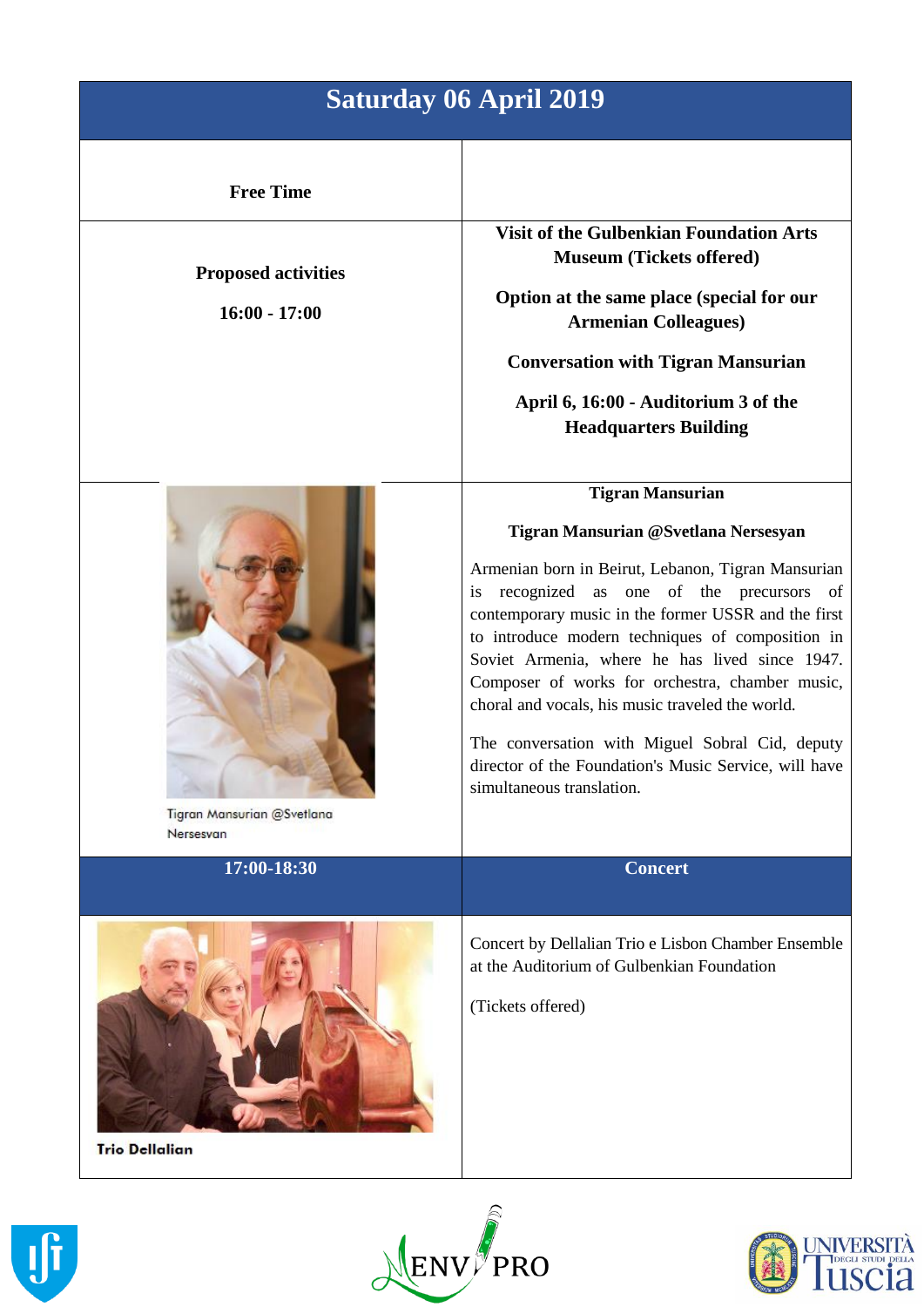# Saturday 06 April 2019

| **Free Time** | |
|---|---|
| **Proposed activities**<br><br>**16:00 - 17:00** | **Visit of the Gulbenkian Foundation Arts Museum (Tickets offered)**<br><br>**Option at the same place (special for our Armenian Colleagues)**<br><br>**Conversation with Tigran Mansurian**<br><br>**April 6, 16:00 - Auditorium 3 of the Headquarters Building** |
| Tigran Mansurian @Svetlana Nersesyan | **Tigran Mansurian**<br><br>**Tigran Mansurian @Svetlana Nersesyan**<br><br>Armenian born in Beirut, Lebanon, Tigran Mansurian is recognized as one of the precursors of contemporary music in the former USSR and the first to introduce modern techniques of composition in Soviet Armenia, where he has lived since 1947. Composer of works for orchestra, chamber music, choral and vocals, his music traveled the world.<br><br>The conversation with Miguel Sobral Cid, deputy director of the Foundation's Music Service, will have simultaneous translation. |
| **17:00-18:30** | **Concert** |
| **Trio Dellalian** | Concert by Dellalian Trio e Lisbon Chamber Ensemble at the Auditorium of Gulbenkian Foundation<br><br>(Tickets offered) |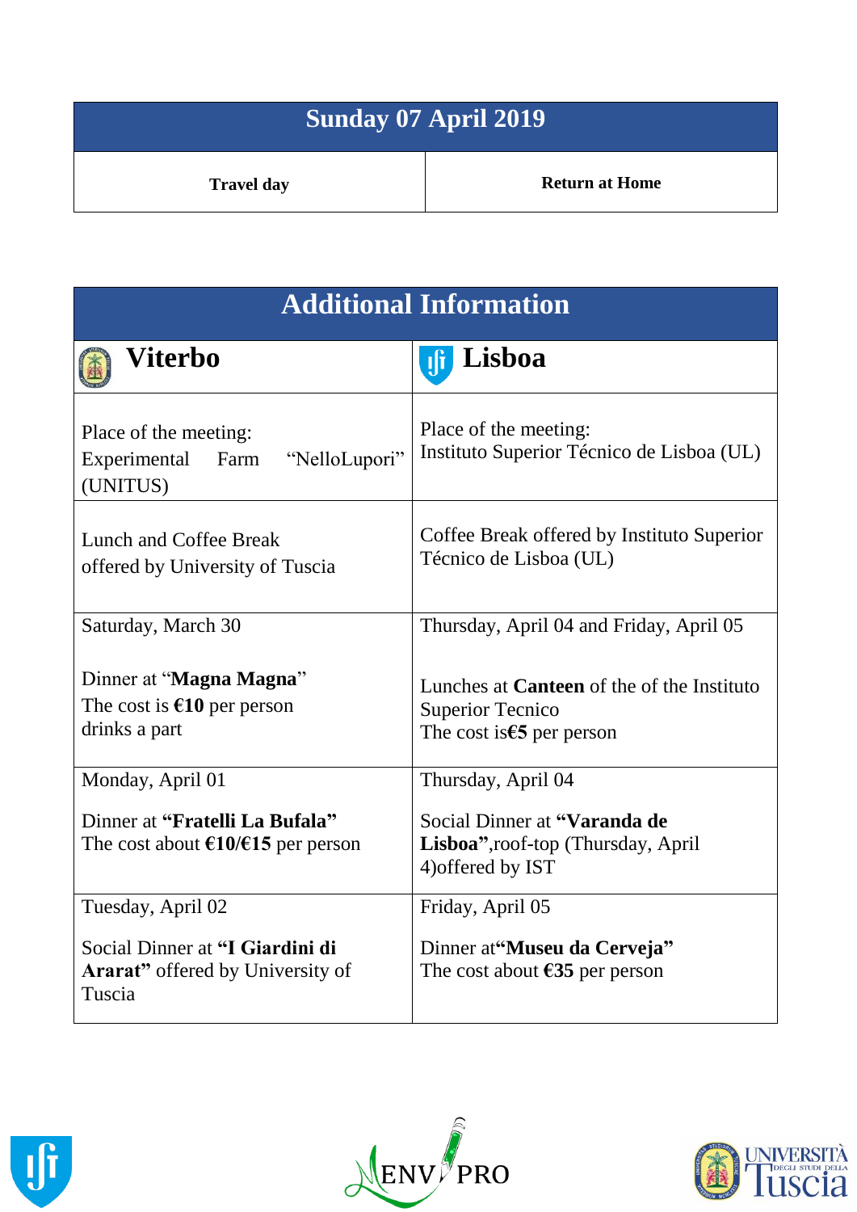| Sunday 07 April 2019 | |
|---|---|
| **Travel day** | **Return at Home** |

| Additional Information | |
|---|---|
| **Viterbo** | **Lisboa** |
| Place of the meeting: Experimental Farm "NelloLupori" (UNITUS) | Place of the meeting: Instituto Superior Técnico de Lisboa (UL) |
| Lunch and Coffee Break offered by University of Tuscia | Coffee Break offered by Instituto Superior Técnico de Lisboa (UL) |
| Saturday, March 30<br><br>Dinner at "**Magna Magna**"<br>The cost is **€10** per person<br>drinks a part | Thursday, April 04 and Friday, April 05<br><br>Lunches at **Canteen** of the of the Instituto Superior Tecnico<br>The cost is**€5** per person |
| Monday, April 01<br><br>Dinner at **"Fratelli La Bufala"**<br>The cost about **€10/€15** per person | Thursday, April 04<br><br>Social Dinner at **"Varanda de Lisboa"**,roof-top (Thursday, April 4)offered by IST |
| Tuesday, April 02<br><br>Social Dinner at **"I Giardini di Ararat"** offered by University of Tuscia | Friday, April 05<br><br>Dinner at**"Museu da Cerveja"**<br>The cost about **€35** per person |

ENV PRO

UNIVERSITÀ DEGLI STUDI DELLA Tuscia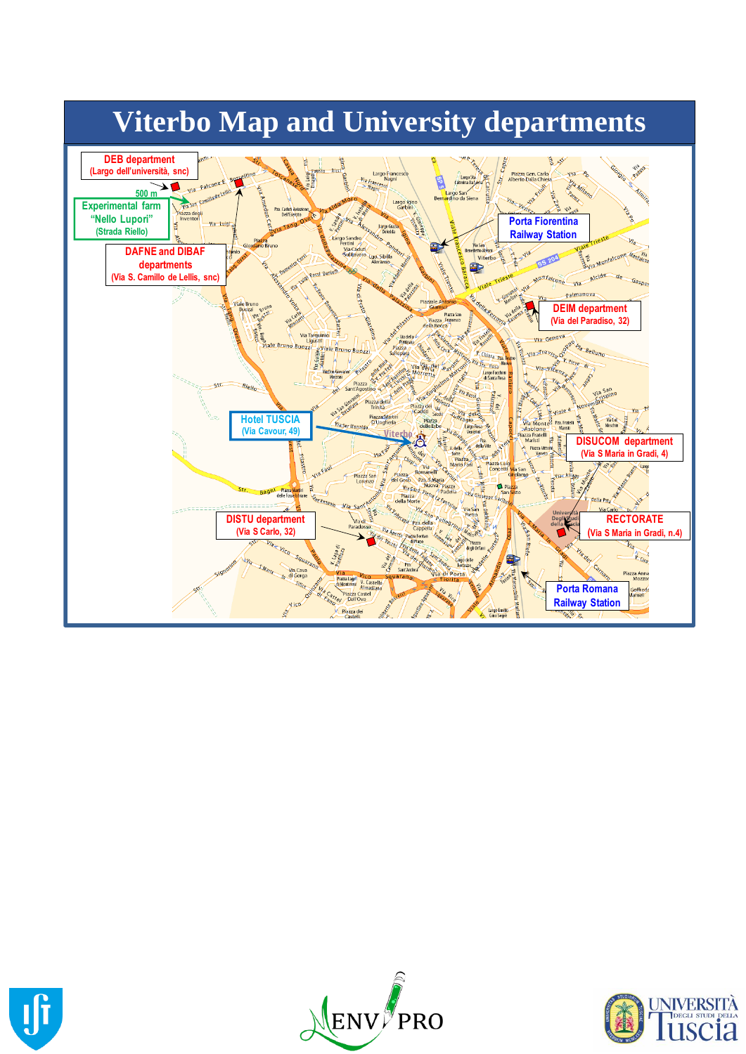# Viterbo Map and University departments

DEB department
(Largo dell'università, snc)

500 m

Experimental farm
"Nello Lupori"
(Strada Riello)

DAFNE and DIBAF departments
(Via S. Camillo de Lellis, snc)

Porta Fiorentina Railway Station

DEIM department
(Via del Paradiso, 32)

Hotel TUSCIA
(Via Cavour, 49)

DISUCOM department
(Via S Maria in Gradi, 4)

RECTORATE
(Via S Maria in Gradi, n.4)

DISTU department
(Via S Carlo, 32)

Porta Romana Railway Station